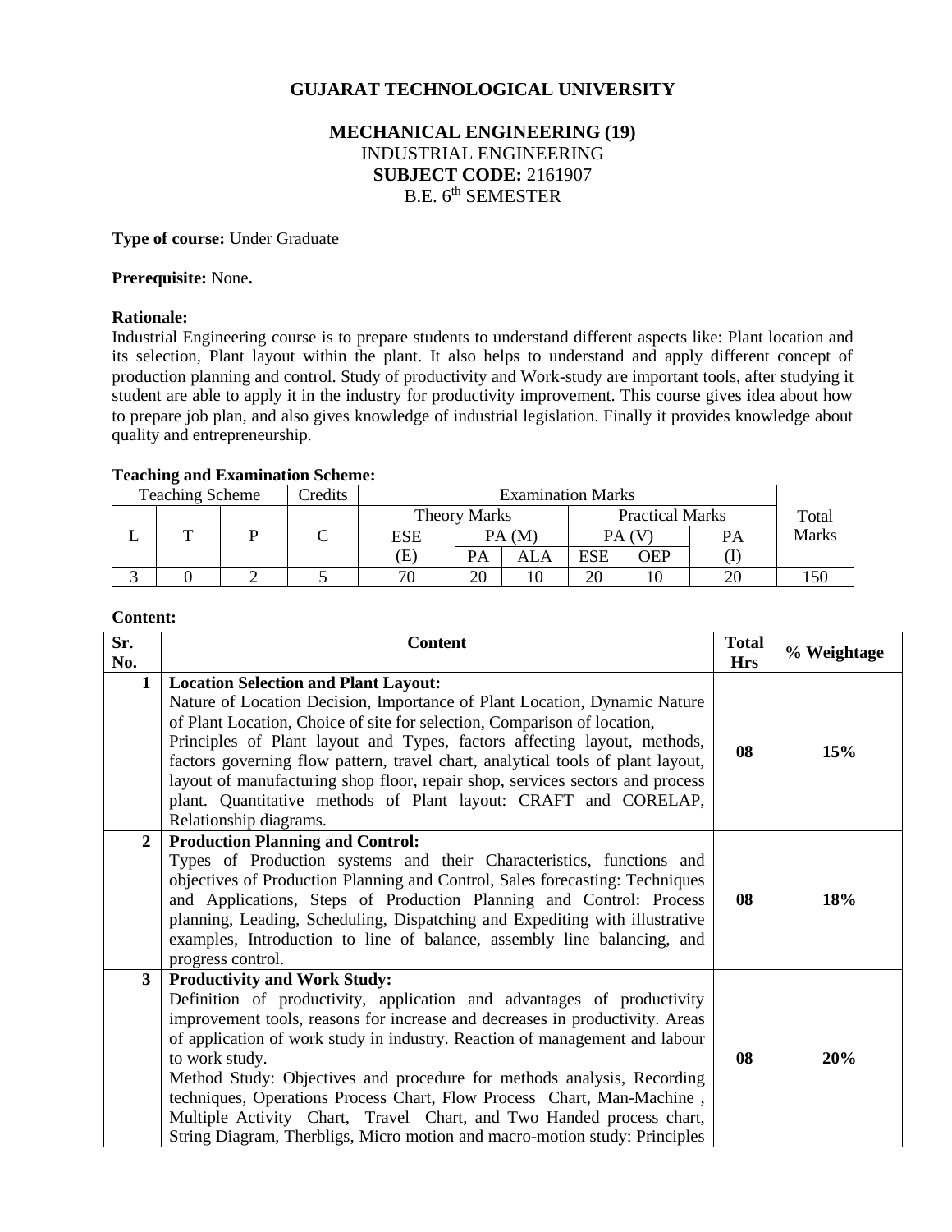# GUJARAT TECHNOLOGICAL UNIVERSITY

## MECHANICAL ENGINEERING (19)

INDUSTRIAL ENGINEERING

**SUBJECT CODE:** 2161907

B.E. 6th SEMESTER

**Type of course:** Under Graduate

**Prerequisite:** None**.**

**Rationale:**

Industrial Engineering course is to prepare students to understand different aspects like: Plant location and its selection, Plant layout within the plant. It also helps to understand and apply different concept of production planning and control. Study of productivity and Work-study are important tools, after studying it student are able to apply it in the industry for productivity improvement. This course gives idea about how to prepare job plan, and also gives knowledge of industrial legislation. Finally it provides knowledge about quality and entrepreneurship.

**Teaching and Examination Scheme:**

| Teaching Scheme | | | Credits | Examination Marks | | | | | | Total Marks |
|---|---|---|---|---|---|---|---|---|---|---|
| | | | | Theory Marks | | | Practical Marks | | | |
| L | T | P | C | ESE | PA (M) | | PA (V) | | PA | |
| | | | | (E) | PA | ALA | ESE | OEP | (I) | |
| 3 | 0 | 2 | 5 | 70 | 20 | 10 | 20 | 10 | 20 | 150 |

**Content:**

| Sr. No. | Content | Total Hrs | % Weightage |
|---|---|---|---|
| 1 | **Location Selection and Plant Layout:** Nature of Location Decision, Importance of Plant Location, Dynamic Nature of Plant Location, Choice of site for selection, Comparison of location, Principles of Plant layout and Types, factors affecting layout, methods, factors governing flow pattern, travel chart, analytical tools of plant layout, layout of manufacturing shop floor, repair shop, services sectors and process plant. Quantitative methods of Plant layout: CRAFT and CORELAP, Relationship diagrams. | **08** | **15%** |
| 2 | **Production Planning and Control:** Types of Production systems and their Characteristics, functions and objectives of Production Planning and Control, Sales forecasting: Techniques and Applications, Steps of Production Planning and Control: Process planning, Leading, Scheduling, Dispatching and Expediting with illustrative examples, Introduction to line of balance, assembly line balancing, and progress control. | **08** | **18%** |
| 3 | **Productivity and Work Study:** Definition of productivity, application and advantages of productivity improvement tools, reasons for increase and decreases in productivity. Areas of application of work study in industry. Reaction of management and labour to work study. Method Study: Objectives and procedure for methods analysis, Recording techniques, Operations Process Chart, Flow Process Chart, Man-Machine , Multiple Activity Chart, Travel Chart, and Two Handed process chart, String Diagram, Therbligs, Micro motion and macro-motion study: Principles | **08** | **20%** |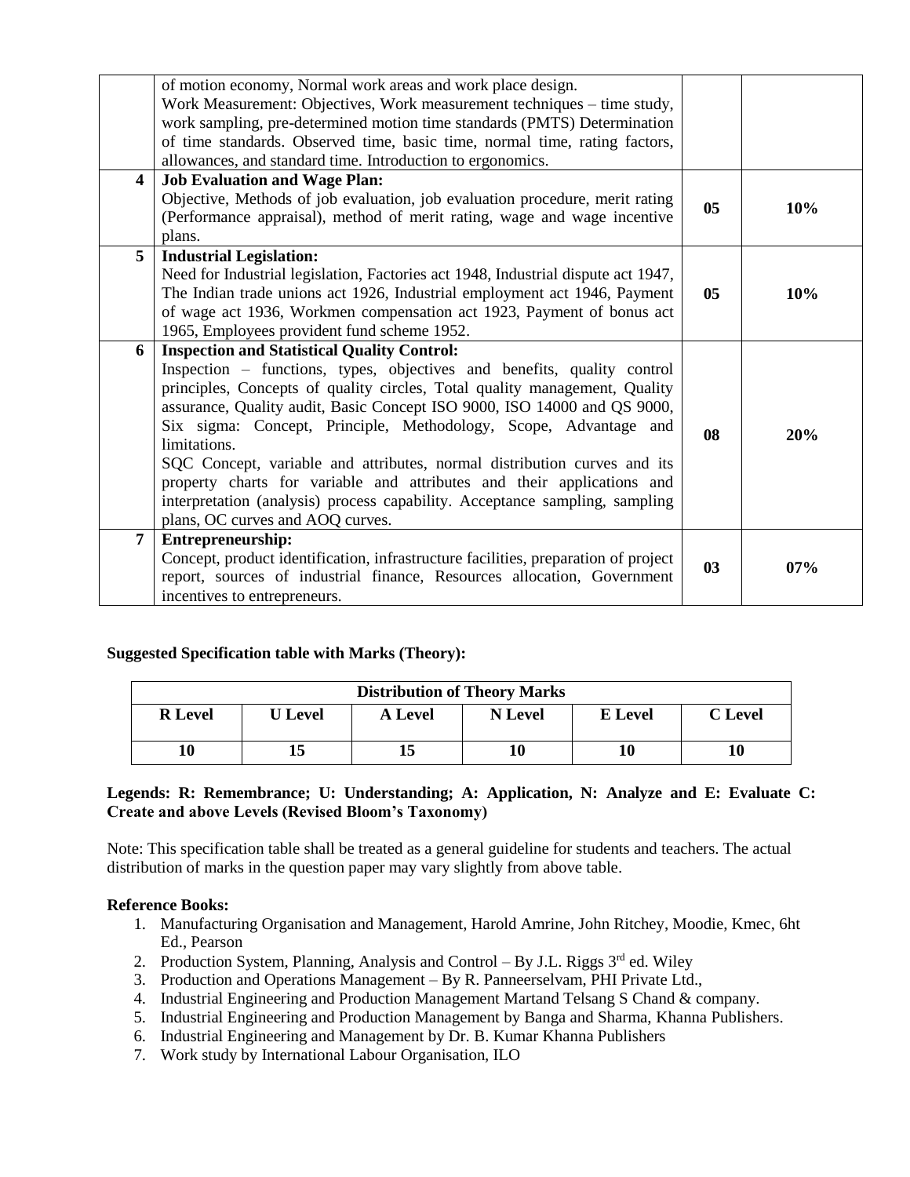| | | | |
|---|---|---|---|
| | of motion economy, Normal work areas and work place design.<br>Work Measurement: Objectives, Work measurement techniques – time study, work sampling, pre-determined motion time standards (PMTS) Determination of time standards. Observed time, basic time, normal time, rating factors, allowances, and standard time. Introduction to ergonomics. | | |
| **4** | **Job Evaluation and Wage Plan:**<br>Objective, Methods of job evaluation, job evaluation procedure, merit rating (Performance appraisal), method of merit rating, wage and wage incentive plans. | **05** | **10%** |
| **5** | **Industrial Legislation:**<br>Need for Industrial legislation, Factories act 1948, Industrial dispute act 1947, The Indian trade unions act 1926, Industrial employment act 1946, Payment of wage act 1936, Workmen compensation act 1923, Payment of bonus act 1965, Employees provident fund scheme 1952. | **05** | **10%** |
| **6** | **Inspection and Statistical Quality Control:**<br>Inspection – functions, types, objectives and benefits, quality control principles, Concepts of quality circles, Total quality management, Quality assurance, Quality audit, Basic Concept ISO 9000, ISO 14000 and QS 9000, Six sigma: Concept, Principle, Methodology, Scope, Advantage and limitations.<br>SQC Concept, variable and attributes, normal distribution curves and its property charts for variable and attributes and their applications and interpretation (analysis) process capability. Acceptance sampling, sampling plans, OC curves and AOQ curves. | **08** | **20%** |
| **7** | **Entrepreneurship:**<br>Concept, product identification, infrastructure facilities, preparation of project report, sources of industrial finance, Resources allocation, Government incentives to entrepreneurs. | **03** | **07%** |

**Suggested Specification table with Marks (Theory):**

| **Distribution of Theory Marks** | | | | | |
|---|---|---|---|---|---|
| **R Level** | **U Level** | **A Level** | **N Level** | **E Level** | **C Level** |
| **10** | **15** | **15** | **10** | **10** | **10** |

**Legends: R: Remembrance; U: Understanding; A: Application, N: Analyze and E: Evaluate C: Create and above Levels (Revised Bloom's Taxonomy)**

Note: This specification table shall be treated as a general guideline for students and teachers. The actual distribution of marks in the question paper may vary slightly from above table.

**Reference Books:**

1. Manufacturing Organisation and Management, Harold Amrine, John Ritchey, Moodie, Kmec, 6ht Ed., Pearson
2. Production System, Planning, Analysis and Control – By J.L. Riggs 3rd ed. Wiley
3. Production and Operations Management – By R. Panneerselvam, PHI Private Ltd.,
4. Industrial Engineering and Production Management Martand Telsang S Chand & company.
5. Industrial Engineering and Production Management by Banga and Sharma, Khanna Publishers.
6. Industrial Engineering and Management by Dr. B. Kumar Khanna Publishers
7. Work study by International Labour Organisation, ILO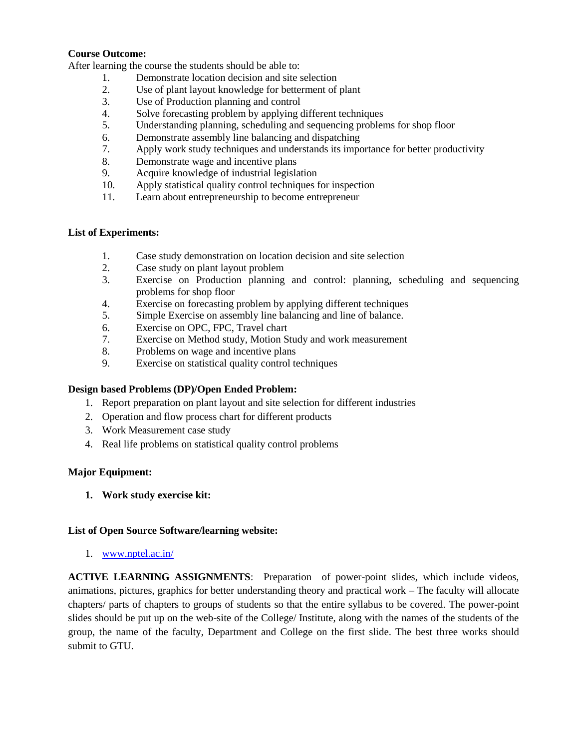**Course Outcome:**

After learning the course the students should be able to:

1. Demonstrate location decision and site selection
2. Use of plant layout knowledge for betterment of plant
3. Use of Production planning and control
4. Solve forecasting problem by applying different techniques
5. Understanding planning, scheduling and sequencing problems for shop floor
6. Demonstrate assembly line balancing and dispatching
7. Apply work study techniques and understands its importance for better productivity
8. Demonstrate wage and incentive plans
9. Acquire knowledge of industrial legislation
10. Apply statistical quality control techniques for inspection
11. Learn about entrepreneurship to become entrepreneur

**List of Experiments:**

1. Case study demonstration on location decision and site selection
2. Case study on plant layout problem
3. Exercise on Production planning and control: planning, scheduling and sequencing problems for shop floor
4. Exercise on forecasting problem by applying different techniques
5. Simple Exercise on assembly line balancing and line of balance.
6. Exercise on OPC, FPC, Travel chart
7. Exercise on Method study, Motion Study and work measurement
8. Problems on wage and incentive plans
9. Exercise on statistical quality control techniques

**Design based Problems (DP)/Open Ended Problem:**

1. Report preparation on plant layout and site selection for different industries
2. Operation and flow process chart for different products
3. Work Measurement case study
4. Real life problems on statistical quality control problems

**Major Equipment:**

1. **Work study exercise kit:**

**List of Open Source Software/learning website:**

1. www.nptel.ac.in/

**ACTIVE LEARNING ASSIGNMENTS**: Preparation of power-point slides, which include videos, animations, pictures, graphics for better understanding theory and practical work – The faculty will allocate chapters/ parts of chapters to groups of students so that the entire syllabus to be covered. The power-point slides should be put up on the web-site of the College/ Institute, along with the names of the students of the group, the name of the faculty, Department and College on the first slide. The best three works should submit to GTU.